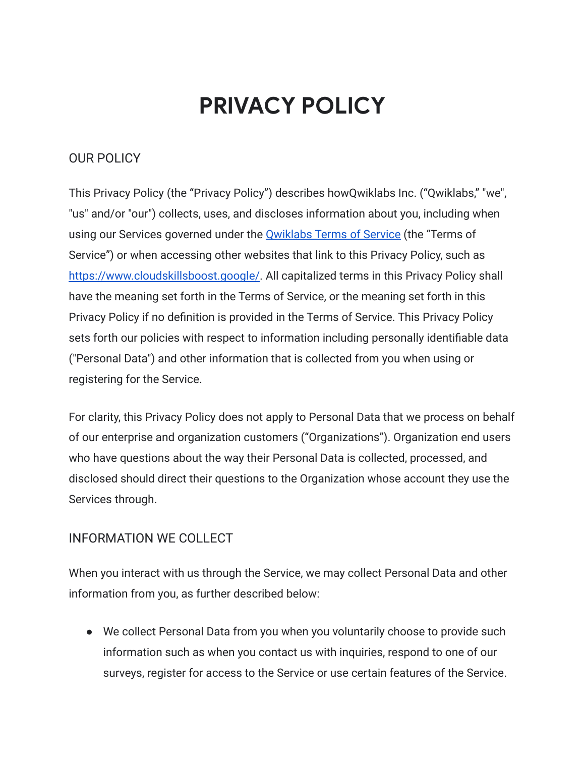# PRIVACY POLICY

## OUR POLICY

This Privacy Policy (the “Privacy Policy”) describes howQwiklabs Inc. (“Qwiklabs,” "we", "us" and/or "our") collects, uses, and discloses information about you, including when using our Services governed under the [Qwiklabs Terms of Service](#) (the “Terms of Service”) or when accessing other websites that link to this Privacy Policy, such as [https://www.cloudskillsboost.google/](https://www.cloudskillsboost.google/). All capitalized terms in this Privacy Policy shall have the meaning set forth in the Terms of Service, or the meaning set forth in this Privacy Policy if no definition is provided in the Terms of Service. This Privacy Policy sets forth our policies with respect to information including personally identifiable data ("Personal Data") and other information that is collected from you when using or registering for the Service.

For clarity, this Privacy Policy does not apply to Personal Data that we process on behalf of our enterprise and organization customers (“Organizations”). Organization end users who have questions about the way their Personal Data is collected, processed, and disclosed should direct their questions to the Organization whose account they use the Services through.

## INFORMATION WE COLLECT

When you interact with us through the Service, we may collect Personal Data and other information from you, as further described below:

- We collect Personal Data from you when you voluntarily choose to provide such information such as when you contact us with inquiries, respond to one of our surveys, register for access to the Service or use certain features of the Service.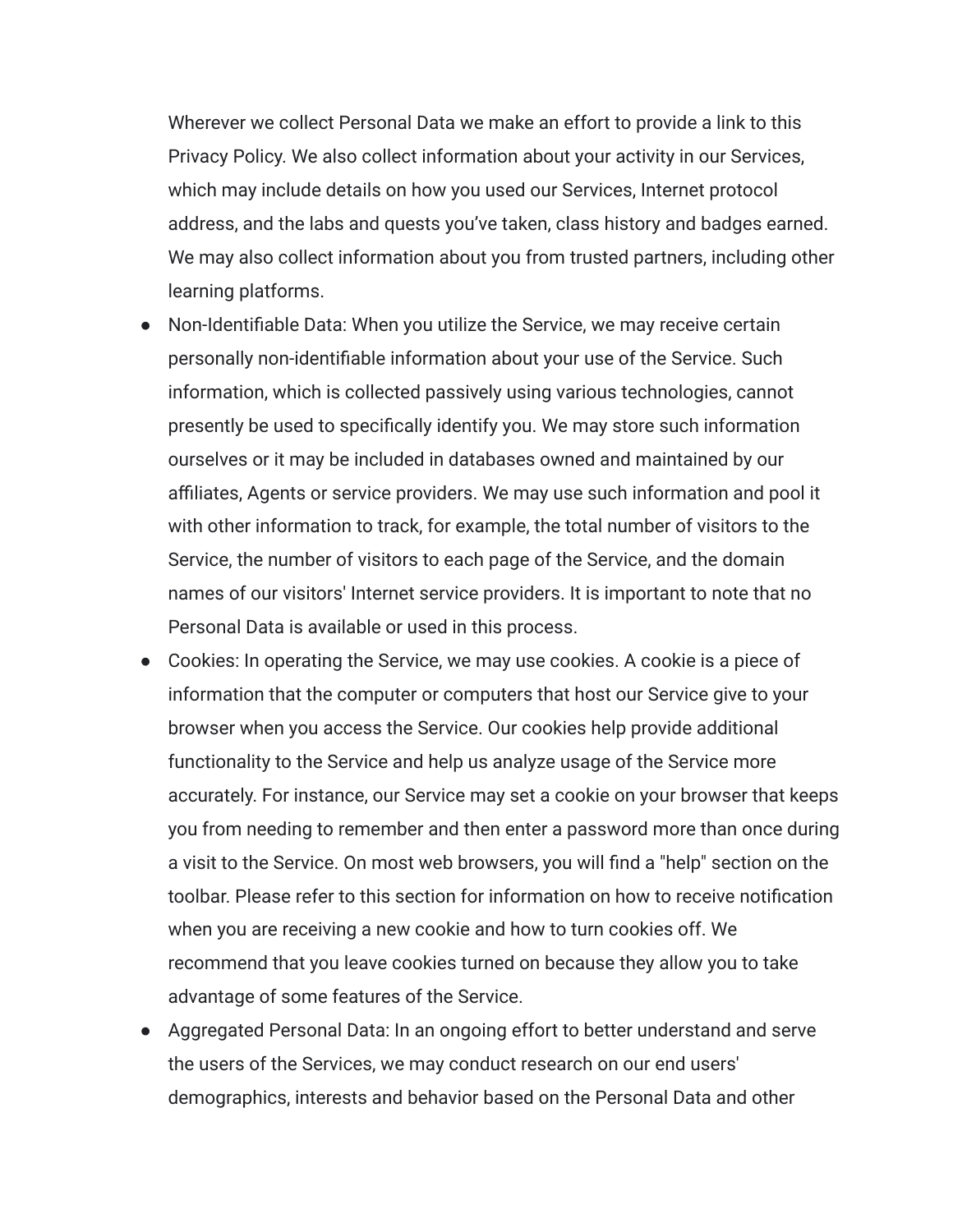Wherever we collect Personal Data we make an effort to provide a link to this Privacy Policy. We also collect information about your activity in our Services, which may include details on how you used our Services, Internet protocol address, and the labs and quests you've taken, class history and badges earned. We may also collect information about you from trusted partners, including other learning platforms.

- Non-Identifiable Data: When you utilize the Service, we may receive certain personally non-identifiable information about your use of the Service. Such information, which is collected passively using various technologies, cannot presently be used to specifically identify you. We may store such information ourselves or it may be included in databases owned and maintained by our affiliates, Agents or service providers. We may use such information and pool it with other information to track, for example, the total number of visitors to the Service, the number of visitors to each page of the Service, and the domain names of our visitors' Internet service providers. It is important to note that no Personal Data is available or used in this process.
- Cookies: In operating the Service, we may use cookies. A cookie is a piece of information that the computer or computers that host our Service give to your browser when you access the Service. Our cookies help provide additional functionality to the Service and help us analyze usage of the Service more accurately. For instance, our Service may set a cookie on your browser that keeps you from needing to remember and then enter a password more than once during a visit to the Service. On most web browsers, you will find a "help" section on the toolbar. Please refer to this section for information on how to receive notification when you are receiving a new cookie and how to turn cookies off. We recommend that you leave cookies turned on because they allow you to take advantage of some features of the Service.
- Aggregated Personal Data: In an ongoing effort to better understand and serve the users of the Services, we may conduct research on our end users' demographics, interests and behavior based on the Personal Data and other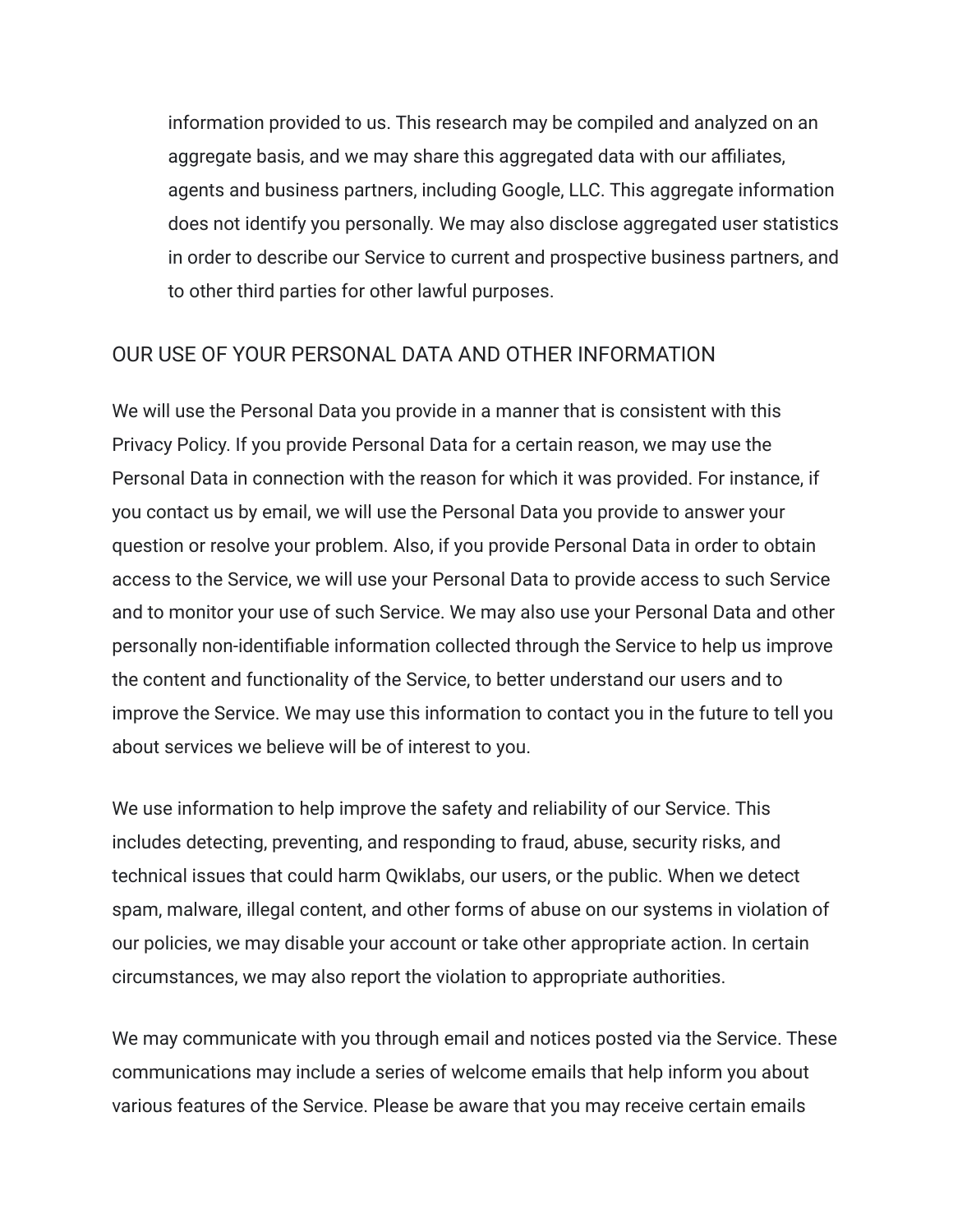information provided to us. This research may be compiled and analyzed on an aggregate basis, and we may share this aggregated data with our affiliates, agents and business partners, including Google, LLC. This aggregate information does not identify you personally. We may also disclose aggregated user statistics in order to describe our Service to current and prospective business partners, and to other third parties for other lawful purposes.

## OUR USE OF YOUR PERSONAL DATA AND OTHER INFORMATION

We will use the Personal Data you provide in a manner that is consistent with this Privacy Policy. If you provide Personal Data for a certain reason, we may use the Personal Data in connection with the reason for which it was provided. For instance, if you contact us by email, we will use the Personal Data you provide to answer your question or resolve your problem. Also, if you provide Personal Data in order to obtain access to the Service, we will use your Personal Data to provide access to such Service and to monitor your use of such Service. We may also use your Personal Data and other personally non-identifiable information collected through the Service to help us improve the content and functionality of the Service, to better understand our users and to improve the Service. We may use this information to contact you in the future to tell you about services we believe will be of interest to you.

We use information to help improve the safety and reliability of our Service. This includes detecting, preventing, and responding to fraud, abuse, security risks, and technical issues that could harm Qwiklabs, our users, or the public. When we detect spam, malware, illegal content, and other forms of abuse on our systems in violation of our policies, we may disable your account or take other appropriate action. In certain circumstances, we may also report the violation to appropriate authorities.

We may communicate with you through email and notices posted via the Service. These communications may include a series of welcome emails that help inform you about various features of the Service. Please be aware that you may receive certain emails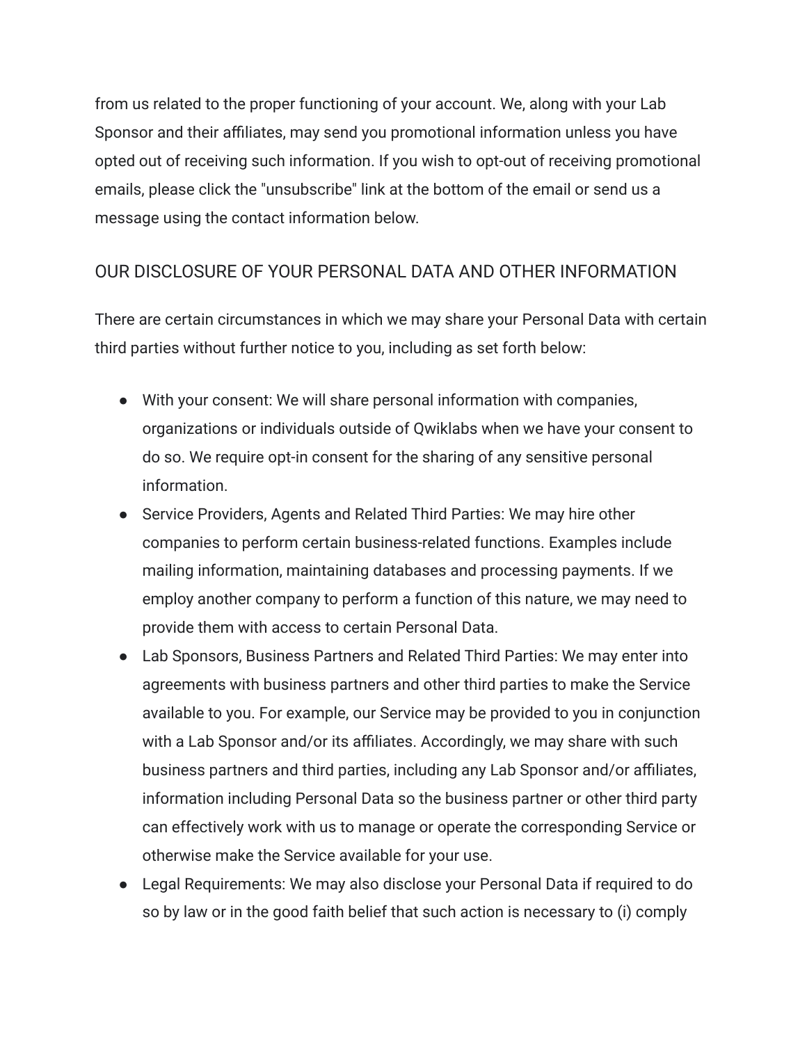from us related to the proper functioning of your account. We, along with your Lab Sponsor and their affiliates, may send you promotional information unless you have opted out of receiving such information. If you wish to opt-out of receiving promotional emails, please click the "unsubscribe" link at the bottom of the email or send us a message using the contact information below.

## OUR DISCLOSURE OF YOUR PERSONAL DATA AND OTHER INFORMATION

There are certain circumstances in which we may share your Personal Data with certain third parties without further notice to you, including as set forth below:

- With your consent: We will share personal information with companies, organizations or individuals outside of Qwiklabs when we have your consent to do so. We require opt-in consent for the sharing of any sensitive personal information.
- Service Providers, Agents and Related Third Parties: We may hire other companies to perform certain business-related functions. Examples include mailing information, maintaining databases and processing payments. If we employ another company to perform a function of this nature, we may need to provide them with access to certain Personal Data.
- Lab Sponsors, Business Partners and Related Third Parties: We may enter into agreements with business partners and other third parties to make the Service available to you. For example, our Service may be provided to you in conjunction with a Lab Sponsor and/or its affiliates. Accordingly, we may share with such business partners and third parties, including any Lab Sponsor and/or affiliates, information including Personal Data so the business partner or other third party can effectively work with us to manage or operate the corresponding Service or otherwise make the Service available for your use.
- Legal Requirements: We may also disclose your Personal Data if required to do so by law or in the good faith belief that such action is necessary to (i) comply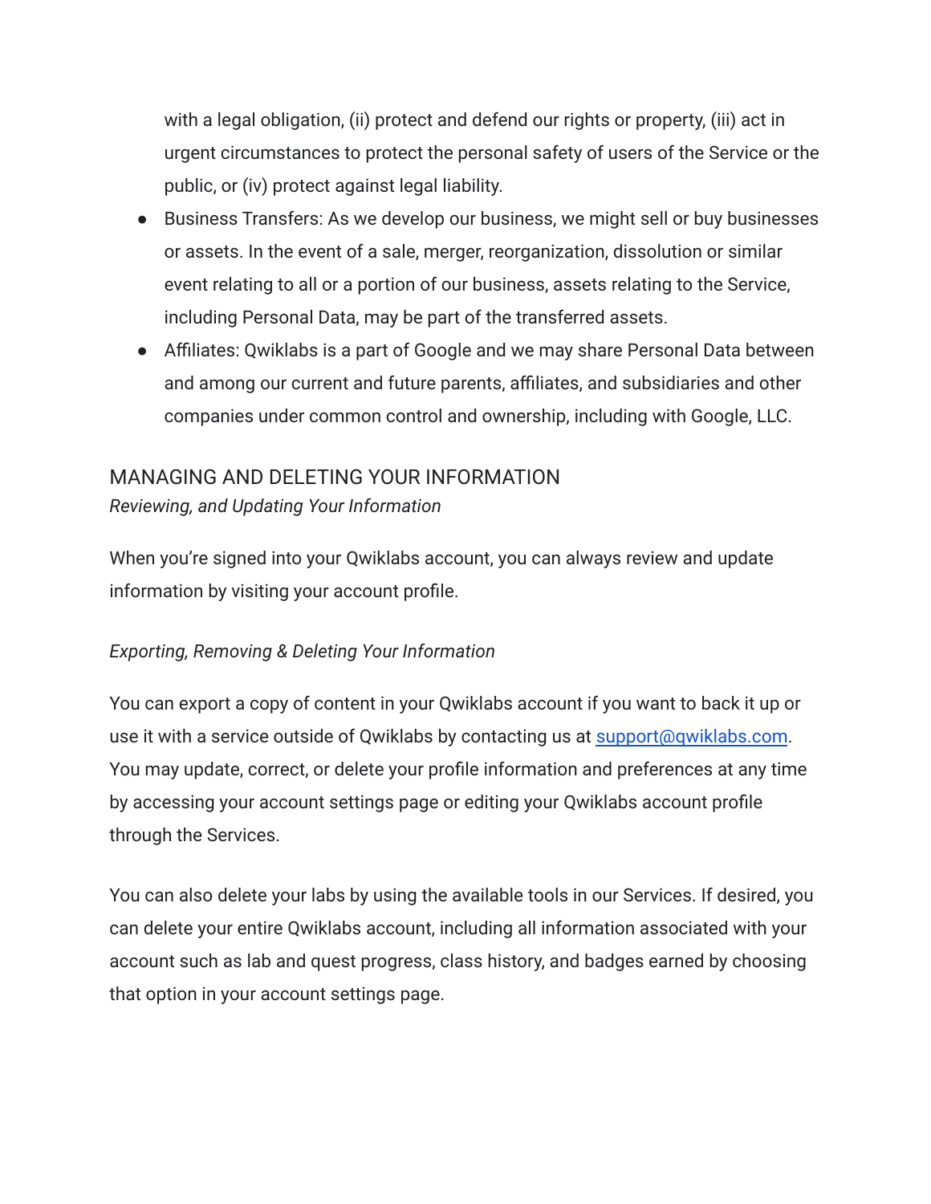with a legal obligation, (ii) protect and defend our rights or property, (iii) act in urgent circumstances to protect the personal safety of users of the Service or the public, or (iv) protect against legal liability.

- Business Transfers: As we develop our business, we might sell or buy businesses or assets. In the event of a sale, merger, reorganization, dissolution or similar event relating to all or a portion of our business, assets relating to the Service, including Personal Data, may be part of the transferred assets.
- Affiliates: Qwiklabs is a part of Google and we may share Personal Data between and among our current and future parents, affiliates, and subsidiaries and other companies under common control and ownership, including with Google, LLC.

## MANAGING AND DELETING YOUR INFORMATION

*Reviewing, and Updating Your Information*

When you're signed into your Qwiklabs account, you can always review and update information by visiting your account profile.

*Exporting, Removing & Deleting Your Information*

You can export a copy of content in your Qwiklabs account if you want to back it up or use it with a service outside of Qwiklabs by contacting us at [support@qwiklabs.com](mailto:support@qwiklabs.com). You may update, correct, or delete your profile information and preferences at any time by accessing your account settings page or editing your Qwiklabs account profile through the Services.

You can also delete your labs by using the available tools in our Services. If desired, you can delete your entire Qwiklabs account, including all information associated with your account such as lab and quest progress, class history, and badges earned by choosing that option in your account settings page.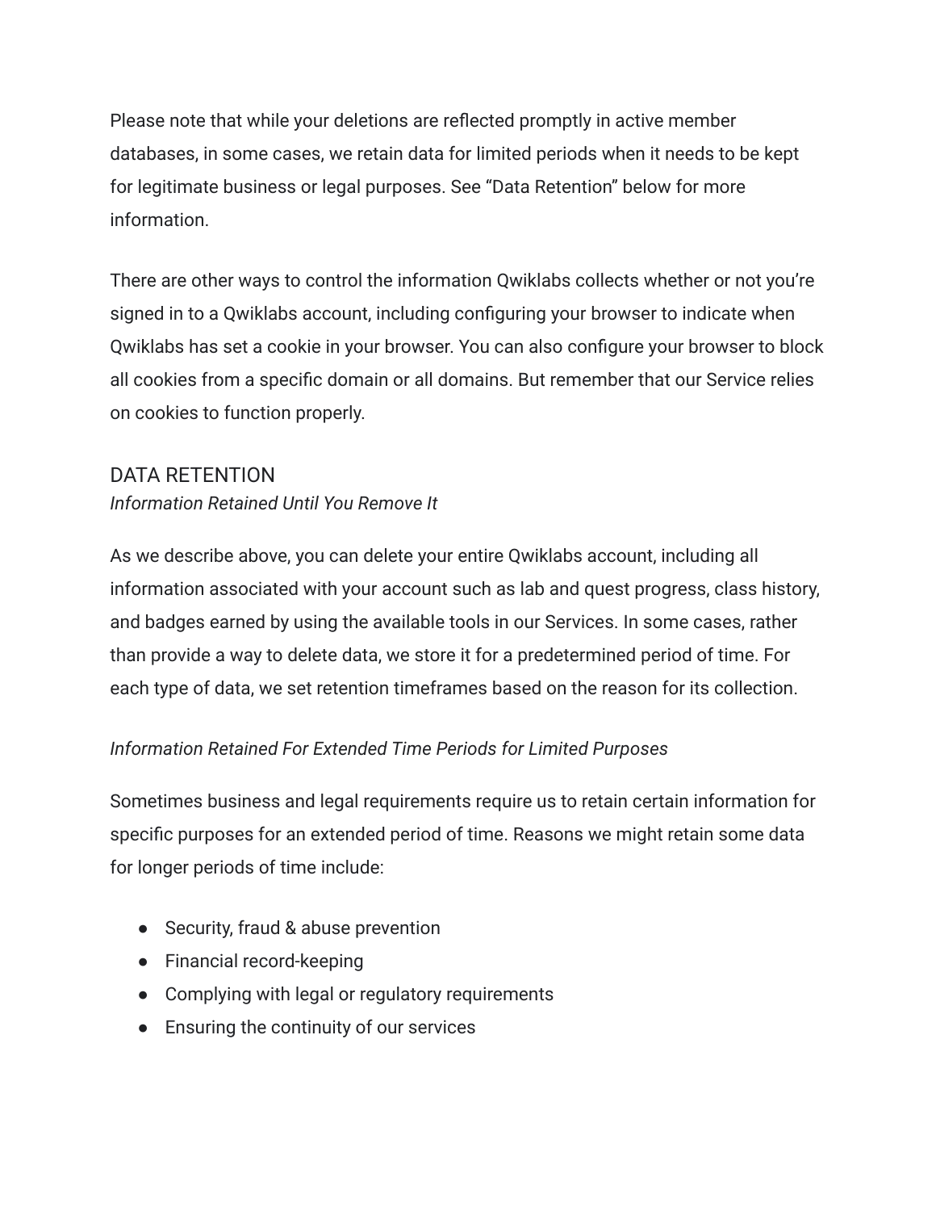Please note that while your deletions are reflected promptly in active member databases, in some cases, we retain data for limited periods when it needs to be kept for legitimate business or legal purposes. See “Data Retention” below for more information.

There are other ways to control the information Qwiklabs collects whether or not you’re signed in to a Qwiklabs account, including configuring your browser to indicate when Qwiklabs has set a cookie in your browser. You can also configure your browser to block all cookies from a specific domain or all domains. But remember that our Service relies on cookies to function properly.

## DATA RETENTION

*Information Retained Until You Remove It*

As we describe above, you can delete your entire Qwiklabs account, including all information associated with your account such as lab and quest progress, class history, and badges earned by using the available tools in our Services. In some cases, rather than provide a way to delete data, we store it for a predetermined period of time. For each type of data, we set retention timeframes based on the reason for its collection.

*Information Retained For Extended Time Periods for Limited Purposes*

Sometimes business and legal requirements require us to retain certain information for specific purposes for an extended period of time. Reasons we might retain some data for longer periods of time include:

- Security, fraud & abuse prevention
- Financial record-keeping
- Complying with legal or regulatory requirements
- Ensuring the continuity of our services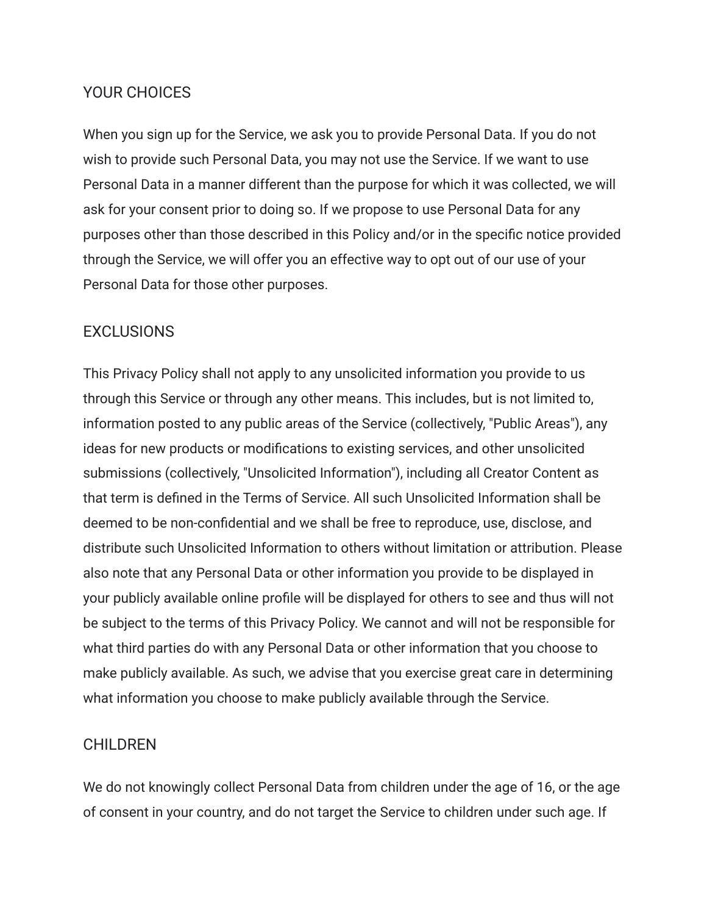## YOUR CHOICES

When you sign up for the Service, we ask you to provide Personal Data. If you do not wish to provide such Personal Data, you may not use the Service. If we want to use Personal Data in a manner different than the purpose for which it was collected, we will ask for your consent prior to doing so. If we propose to use Personal Data for any purposes other than those described in this Policy and/or in the specific notice provided through the Service, we will offer you an effective way to opt out of our use of your Personal Data for those other purposes.

## EXCLUSIONS

This Privacy Policy shall not apply to any unsolicited information you provide to us through this Service or through any other means. This includes, but is not limited to, information posted to any public areas of the Service (collectively, "Public Areas"), any ideas for new products or modifications to existing services, and other unsolicited submissions (collectively, "Unsolicited Information"), including all Creator Content as that term is defined in the Terms of Service. All such Unsolicited Information shall be deemed to be non-confidential and we shall be free to reproduce, use, disclose, and distribute such Unsolicited Information to others without limitation or attribution. Please also note that any Personal Data or other information you provide to be displayed in your publicly available online profile will be displayed for others to see and thus will not be subject to the terms of this Privacy Policy. We cannot and will not be responsible for what third parties do with any Personal Data or other information that you choose to make publicly available. As such, we advise that you exercise great care in determining what information you choose to make publicly available through the Service.

## CHILDREN

We do not knowingly collect Personal Data from children under the age of 16, or the age of consent in your country, and do not target the Service to children under such age. If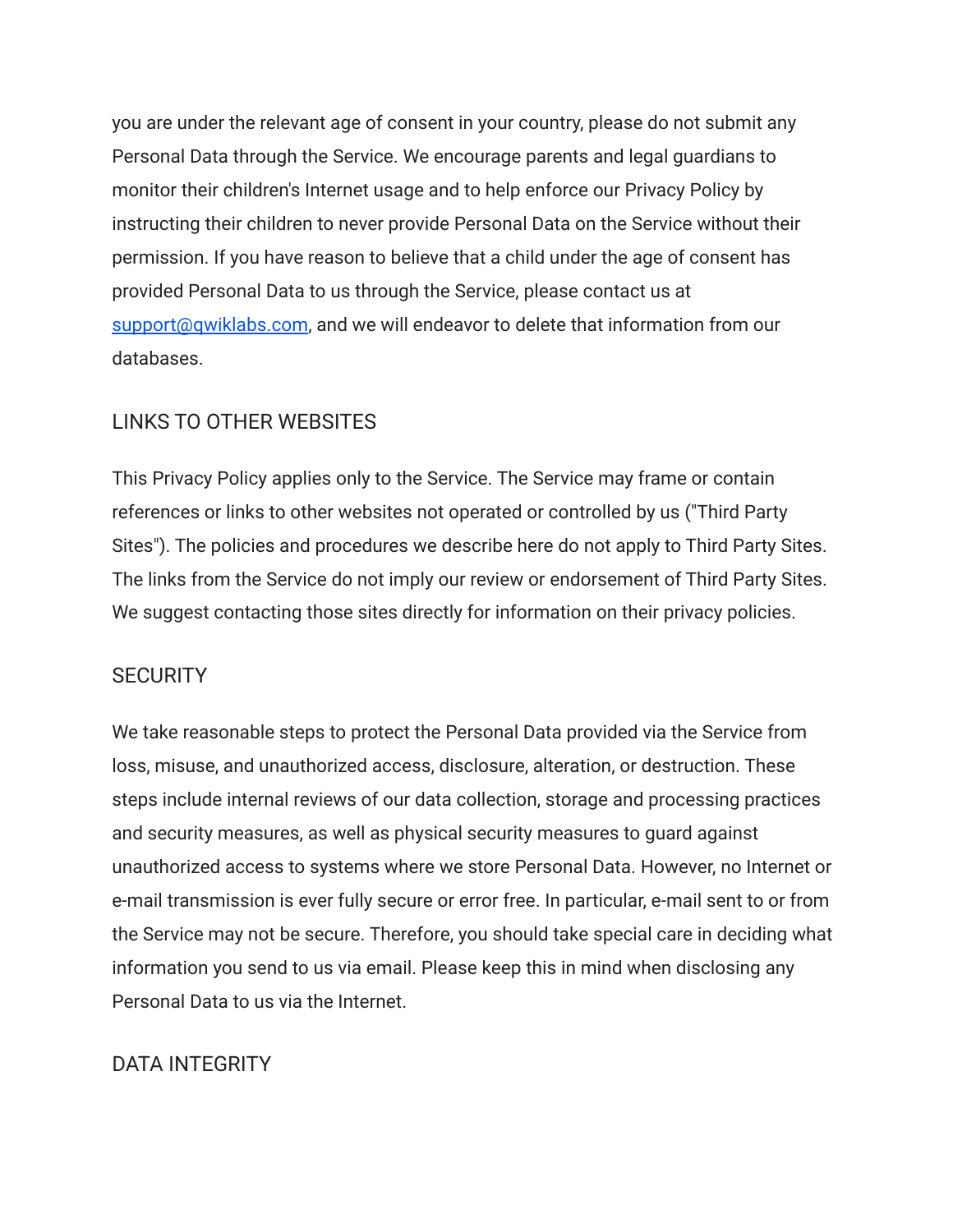you are under the relevant age of consent in your country, please do not submit any Personal Data through the Service. We encourage parents and legal guardians to monitor their children's Internet usage and to help enforce our Privacy Policy by instructing their children to never provide Personal Data on the Service without their permission. If you have reason to believe that a child under the age of consent has provided Personal Data to us through the Service, please contact us at support@qwiklabs.com, and we will endeavor to delete that information from our databases.

## LINKS TO OTHER WEBSITES

This Privacy Policy applies only to the Service. The Service may frame or contain references or links to other websites not operated or controlled by us ("Third Party Sites"). The policies and procedures we describe here do not apply to Third Party Sites. The links from the Service do not imply our review or endorsement of Third Party Sites. We suggest contacting those sites directly for information on their privacy policies.

## SECURITY

We take reasonable steps to protect the Personal Data provided via the Service from loss, misuse, and unauthorized access, disclosure, alteration, or destruction. These steps include internal reviews of our data collection, storage and processing practices and security measures, as well as physical security measures to guard against unauthorized access to systems where we store Personal Data. However, no Internet or e-mail transmission is ever fully secure or error free. In particular, e-mail sent to or from the Service may not be secure. Therefore, you should take special care in deciding what information you send to us via email. Please keep this in mind when disclosing any Personal Data to us via the Internet.

## DATA INTEGRITY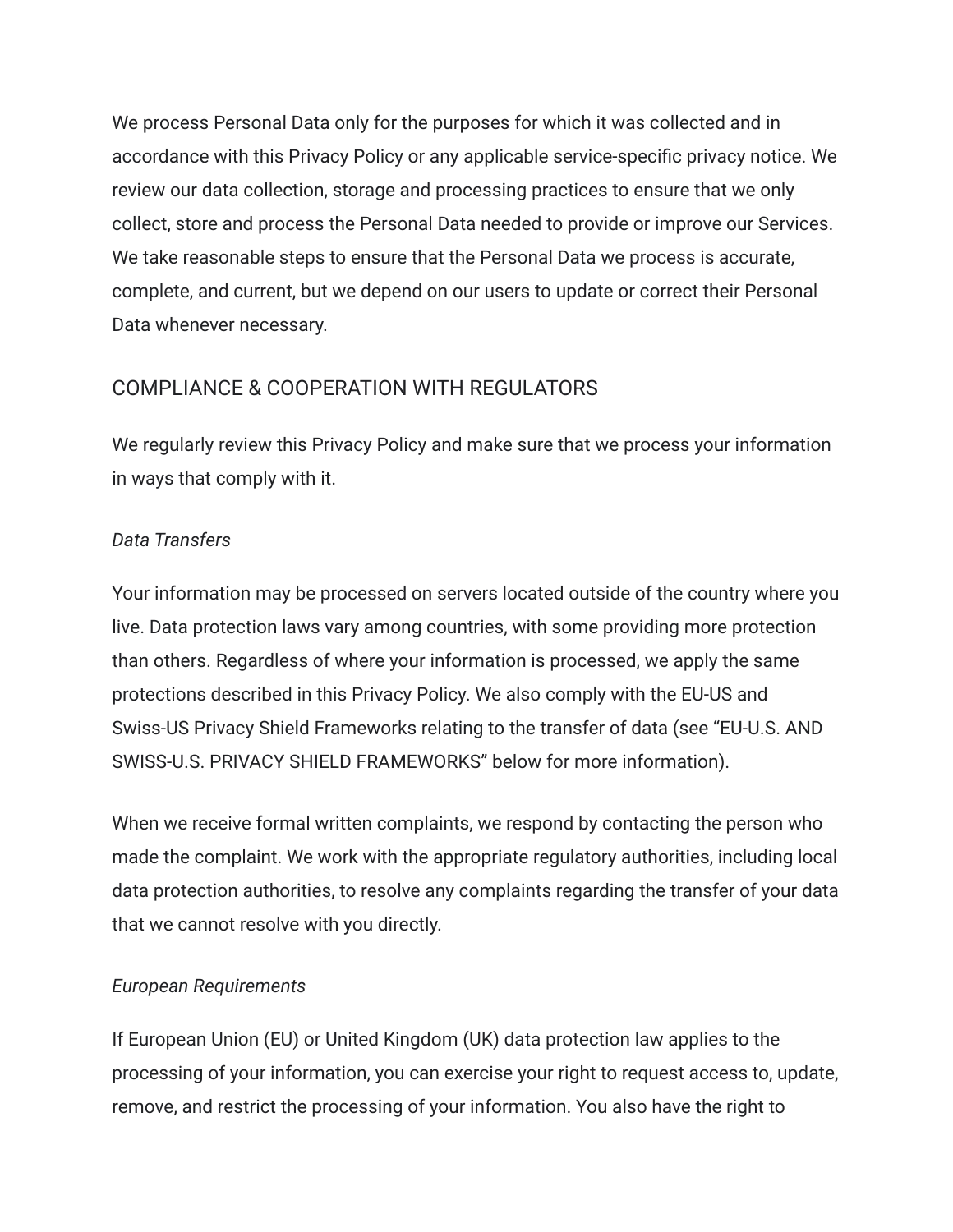We process Personal Data only for the purposes for which it was collected and in accordance with this Privacy Policy or any applicable service-specific privacy notice. We review our data collection, storage and processing practices to ensure that we only collect, store and process the Personal Data needed to provide or improve our Services. We take reasonable steps to ensure that the Personal Data we process is accurate, complete, and current, but we depend on our users to update or correct their Personal Data whenever necessary.

## COMPLIANCE & COOPERATION WITH REGULATORS

We regularly review this Privacy Policy and make sure that we process your information in ways that comply with it.

*Data Transfers*

Your information may be processed on servers located outside of the country where you live. Data protection laws vary among countries, with some providing more protection than others. Regardless of where your information is processed, we apply the same protections described in this Privacy Policy. We also comply with the EU-US and Swiss-US Privacy Shield Frameworks relating to the transfer of data (see "EU-U.S. AND SWISS-U.S. PRIVACY SHIELD FRAMEWORKS" below for more information).

When we receive formal written complaints, we respond by contacting the person who made the complaint. We work with the appropriate regulatory authorities, including local data protection authorities, to resolve any complaints regarding the transfer of your data that we cannot resolve with you directly.

*European Requirements*

If European Union (EU) or United Kingdom (UK) data protection law applies to the processing of your information, you can exercise your right to request access to, update, remove, and restrict the processing of your information. You also have the right to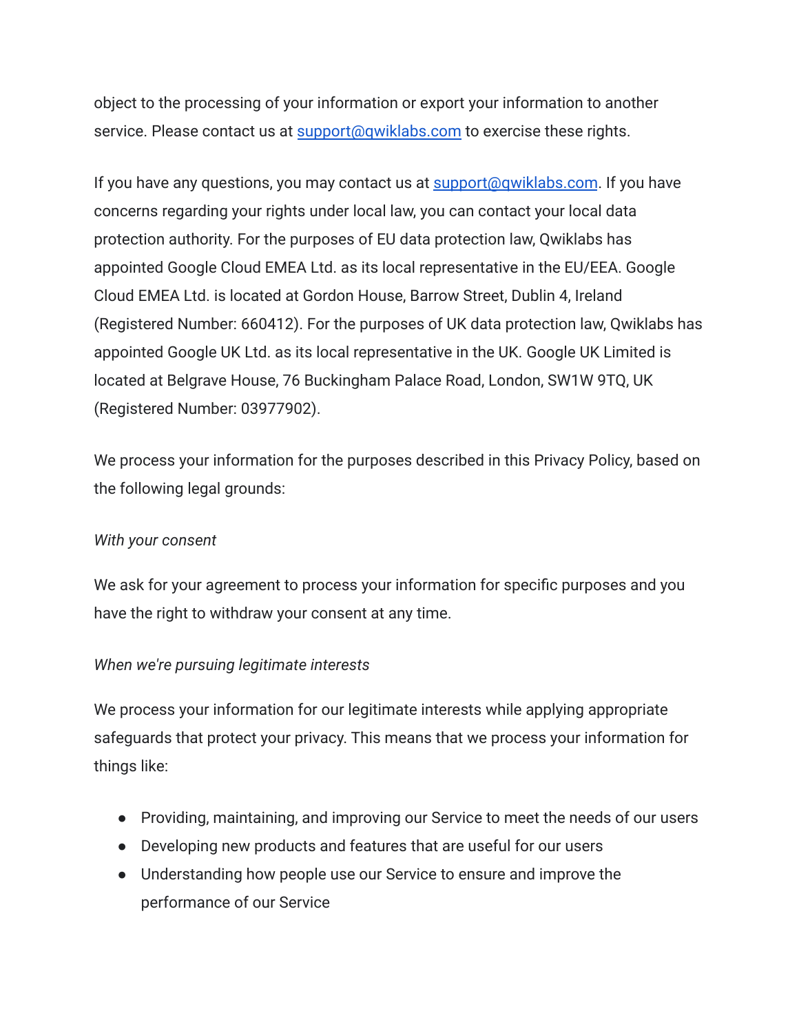object to the processing of your information or export your information to another service. Please contact us at support@qwiklabs.com to exercise these rights.

If you have any questions, you may contact us at support@qwiklabs.com. If you have concerns regarding your rights under local law, you can contact your local data protection authority. For the purposes of EU data protection law, Qwiklabs has appointed Google Cloud EMEA Ltd. as its local representative in the EU/EEA. Google Cloud EMEA Ltd. is located at Gordon House, Barrow Street, Dublin 4, Ireland (Registered Number: 660412). For the purposes of UK data protection law, Qwiklabs has appointed Google UK Ltd. as its local representative in the UK. Google UK Limited is located at Belgrave House, 76 Buckingham Palace Road, London, SW1W 9TQ, UK (Registered Number: 03977902).

We process your information for the purposes described in this Privacy Policy, based on the following legal grounds:

*With your consent*

We ask for your agreement to process your information for specific purposes and you have the right to withdraw your consent at any time.

*When we're pursuing legitimate interests*

We process your information for our legitimate interests while applying appropriate safeguards that protect your privacy. This means that we process your information for things like:

- Providing, maintaining, and improving our Service to meet the needs of our users
- Developing new products and features that are useful for our users
- Understanding how people use our Service to ensure and improve the performance of our Service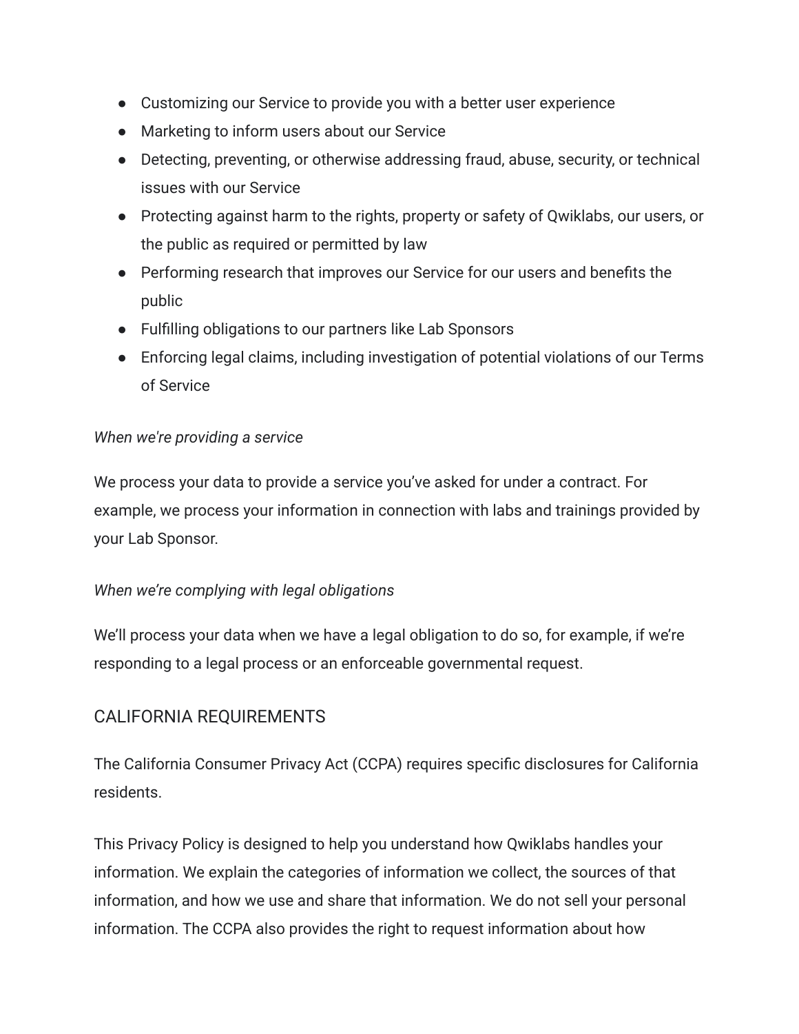- Customizing our Service to provide you with a better user experience
- Marketing to inform users about our Service
- Detecting, preventing, or otherwise addressing fraud, abuse, security, or technical issues with our Service
- Protecting against harm to the rights, property or safety of Qwiklabs, our users, or the public as required or permitted by law
- Performing research that improves our Service for our users and benefits the public
- Fulfilling obligations to our partners like Lab Sponsors
- Enforcing legal claims, including investigation of potential violations of our Terms of Service

*When we're providing a service*

We process your data to provide a service you've asked for under a contract. For example, we process your information in connection with labs and trainings provided by your Lab Sponsor.

*When we're complying with legal obligations*

We'll process your data when we have a legal obligation to do so, for example, if we're responding to a legal process or an enforceable governmental request.

## CALIFORNIA REQUIREMENTS

The California Consumer Privacy Act (CCPA) requires specific disclosures for California residents.

This Privacy Policy is designed to help you understand how Qwiklabs handles your information. We explain the categories of information we collect, the sources of that information, and how we use and share that information. We do not sell your personal information. The CCPA also provides the right to request information about how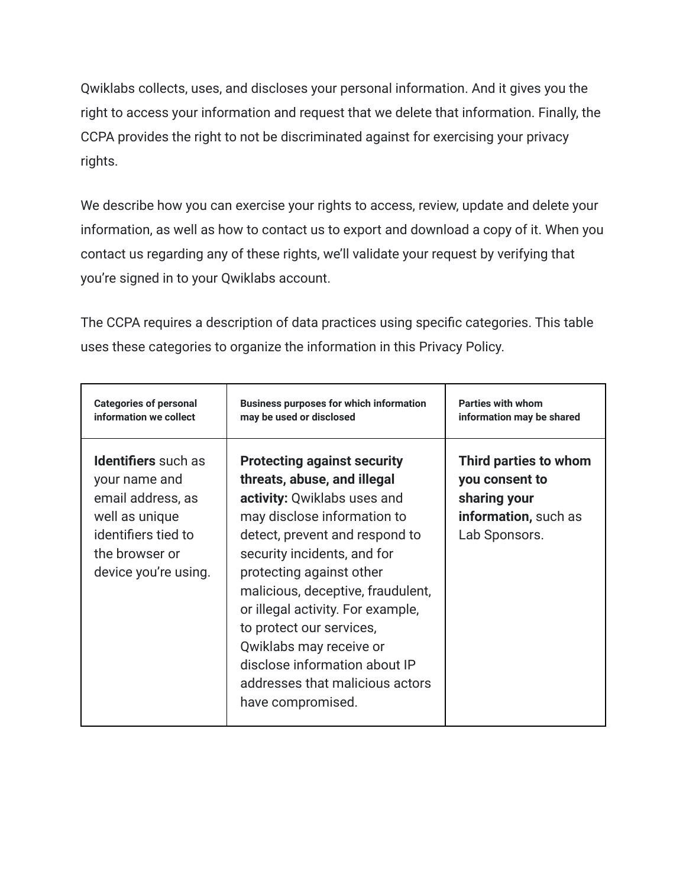Qwiklabs collects, uses, and discloses your personal information. And it gives you the right to access your information and request that we delete that information. Finally, the CCPA provides the right to not be discriminated against for exercising your privacy rights.

We describe how you can exercise your rights to access, review, update and delete your information, as well as how to contact us to export and download a copy of it. When you contact us regarding any of these rights, we'll validate your request by verifying that you're signed in to your Qwiklabs account.

The CCPA requires a description of data practices using specific categories. This table uses these categories to organize the information in this Privacy Policy.

| Categories of personal information we collect | Business purposes for which information may be used or disclosed | Parties with whom information may be shared |
| --- | --- | --- |
| **Identifiers** such as your name and email address, as well as unique identifiers tied to the browser or device you're using. | **Protecting against security threats, abuse, and illegal activity:** Qwiklabs uses and may disclose information to detect, prevent and respond to security incidents, and for protecting against other malicious, deceptive, fraudulent, or illegal activity. For example, to protect our services, Qwiklabs may receive or disclose information about IP addresses that malicious actors have compromised. | **Third parties to whom you consent to sharing your information,** such as Lab Sponsors. |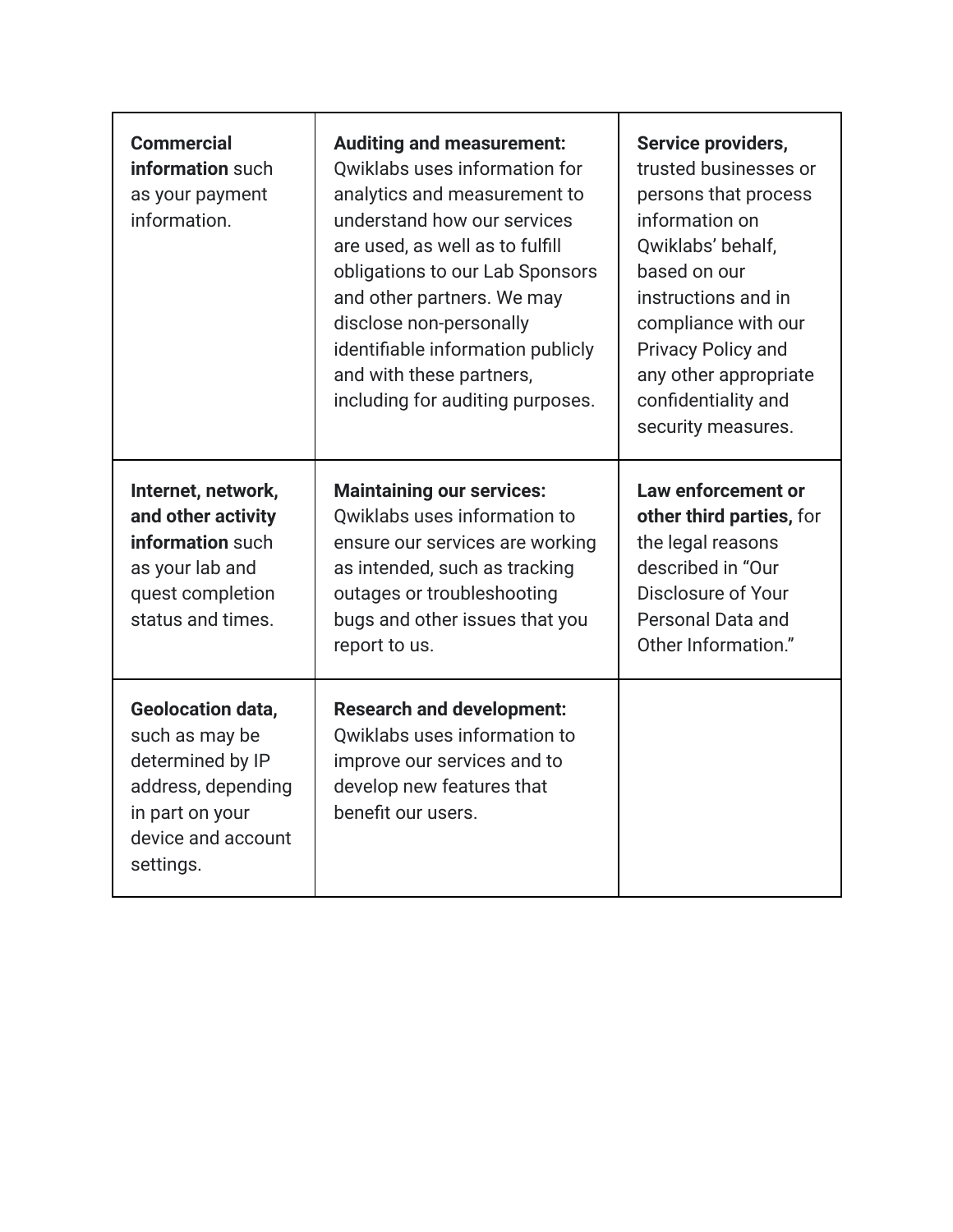| | | |
|---|---|---|
| **Commercial information** such as your payment information. | **Auditing and measurement:** Qwiklabs uses information for analytics and measurement to understand how our services are used, as well as to fulfill obligations to our Lab Sponsors and other partners. We may disclose non-personally identifiable information publicly and with these partners, including for auditing purposes. | **Service providers,** trusted businesses or persons that process information on Qwiklabs' behalf, based on our instructions and in compliance with our Privacy Policy and any other appropriate confidentiality and security measures. |
| **Internet, network, and other activity information** such as your lab and quest completion status and times. | **Maintaining our services:** Qwiklabs uses information to ensure our services are working as intended, such as tracking outages or troubleshooting bugs and other issues that you report to us. | **Law enforcement or other third parties,** for the legal reasons described in "Our Disclosure of Your Personal Data and Other Information." |
| **Geolocation data,** such as may be determined by IP address, depending in part on your device and account settings. | **Research and development:** Qwiklabs uses information to improve our services and to develop new features that benefit our users. | |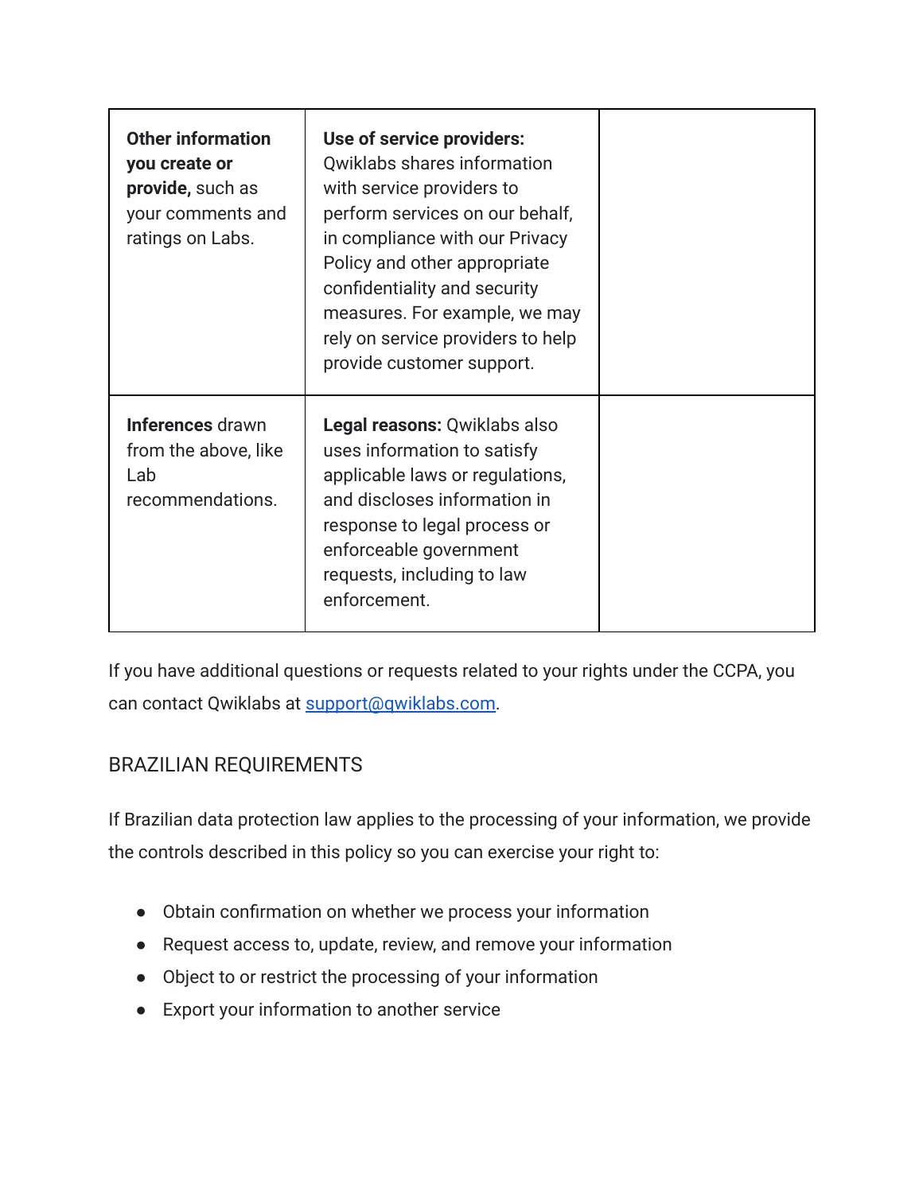| | | |
|---|---|---|
| **Other information you create or provide,** such as your comments and ratings on Labs. | **Use of service providers:** Qwiklabs shares information with service providers to perform services on our behalf, in compliance with our Privacy Policy and other appropriate confidentiality and security measures. For example, we may rely on service providers to help provide customer support. | |
| **Inferences** drawn from the above, like Lab recommendations. | **Legal reasons:** Qwiklabs also uses information to satisfy applicable laws or regulations, and discloses information in response to legal process or enforceable government requests, including to law enforcement. | |

If you have additional questions or requests related to your rights under the CCPA, you can contact Qwiklabs at support@qwiklabs.com.

## BRAZILIAN REQUIREMENTS

If Brazilian data protection law applies to the processing of your information, we provide the controls described in this policy so you can exercise your right to:

- Obtain confirmation on whether we process your information
- Request access to, update, review, and remove your information
- Object to or restrict the processing of your information
- Export your information to another service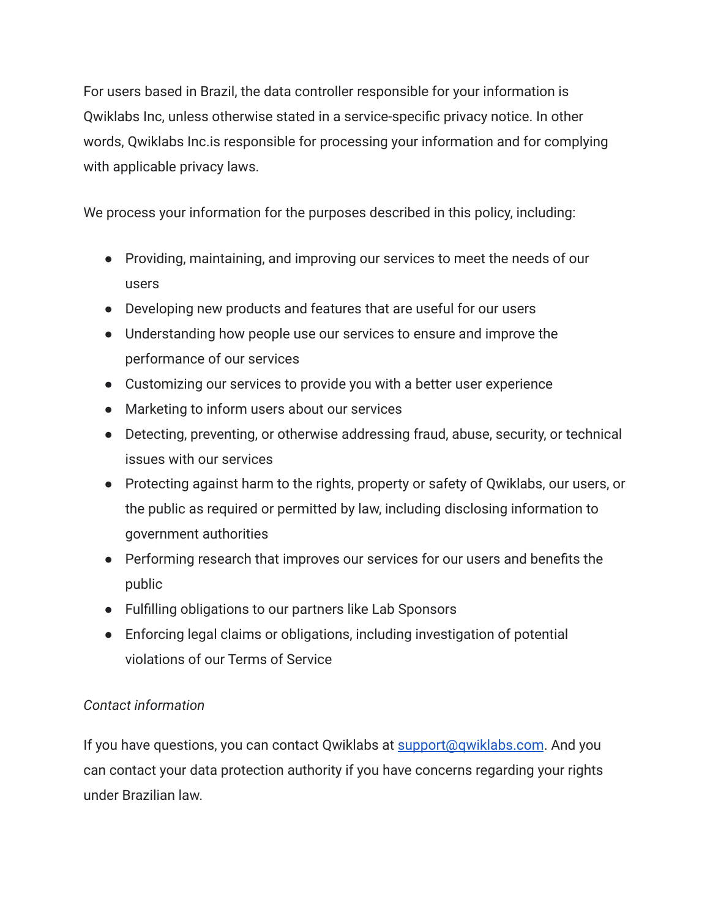For users based in Brazil, the data controller responsible for your information is Qwiklabs Inc, unless otherwise stated in a service-specific privacy notice. In other words, Qwiklabs Inc.is responsible for processing your information and for complying with applicable privacy laws.

We process your information for the purposes described in this policy, including:

- Providing, maintaining, and improving our services to meet the needs of our users
- Developing new products and features that are useful for our users
- Understanding how people use our services to ensure and improve the performance of our services
- Customizing our services to provide you with a better user experience
- Marketing to inform users about our services
- Detecting, preventing, or otherwise addressing fraud, abuse, security, or technical issues with our services
- Protecting against harm to the rights, property or safety of Qwiklabs, our users, or the public as required or permitted by law, including disclosing information to government authorities
- Performing research that improves our services for our users and benefits the public
- Fulfilling obligations to our partners like Lab Sponsors
- Enforcing legal claims or obligations, including investigation of potential violations of our Terms of Service

*Contact information*

If you have questions, you can contact Qwiklabs at [support@qwiklabs.com](mailto:support@qwiklabs.com). And you can contact your data protection authority if you have concerns regarding your rights under Brazilian law.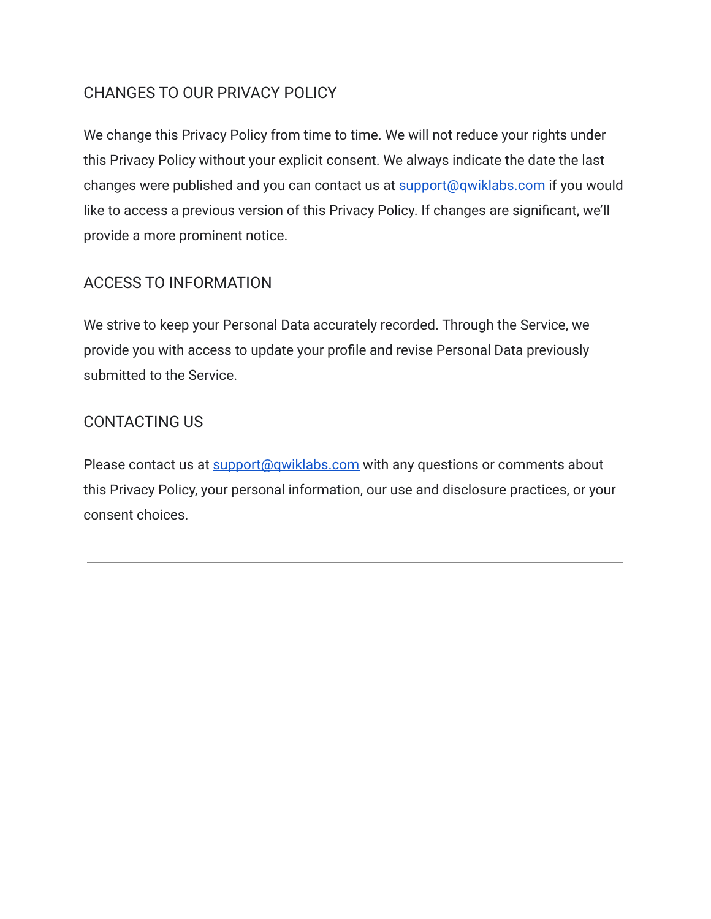## CHANGES TO OUR PRIVACY POLICY

We change this Privacy Policy from time to time. We will not reduce your rights under this Privacy Policy without your explicit consent. We always indicate the date the last changes were published and you can contact us at [support@qwiklabs.com](mailto:support@qwiklabs.com) if you would like to access a previous version of this Privacy Policy. If changes are significant, we'll provide a more prominent notice.

## ACCESS TO INFORMATION

We strive to keep your Personal Data accurately recorded. Through the Service, we provide you with access to update your profile and revise Personal Data previously submitted to the Service.

## CONTACTING US

Please contact us at [support@qwiklabs.com](mailto:support@qwiklabs.com) with any questions or comments about this Privacy Policy, your personal information, our use and disclosure practices, or your consent choices.

---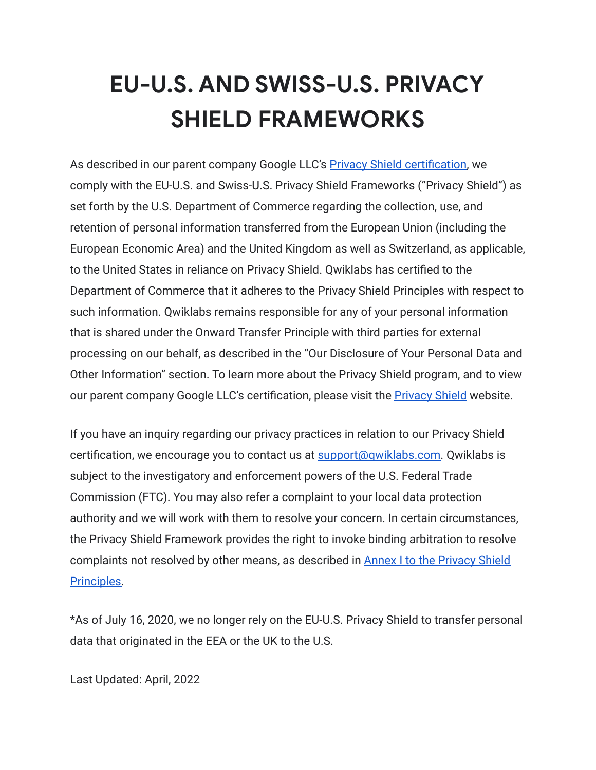# EU-U.S. AND SWISS-U.S. PRIVACY SHIELD FRAMEWORKS

As described in our parent company Google LLC's Privacy Shield certification, we comply with the EU-U.S. and Swiss-U.S. Privacy Shield Frameworks ("Privacy Shield") as set forth by the U.S. Department of Commerce regarding the collection, use, and retention of personal information transferred from the European Union (including the European Economic Area) and the United Kingdom as well as Switzerland, as applicable, to the United States in reliance on Privacy Shield. Qwiklabs has certified to the Department of Commerce that it adheres to the Privacy Shield Principles with respect to such information. Qwiklabs remains responsible for any of your personal information that is shared under the Onward Transfer Principle with third parties for external processing on our behalf, as described in the "Our Disclosure of Your Personal Data and Other Information" section. To learn more about the Privacy Shield program, and to view our parent company Google LLC's certification, please visit the Privacy Shield website.

If you have an inquiry regarding our privacy practices in relation to our Privacy Shield certification, we encourage you to contact us at support@qwiklabs.com. Qwiklabs is subject to the investigatory and enforcement powers of the U.S. Federal Trade Commission (FTC). You may also refer a complaint to your local data protection authority and we will work with them to resolve your concern. In certain circumstances, the Privacy Shield Framework provides the right to invoke binding arbitration to resolve complaints not resolved by other means, as described in Annex I to the Privacy Shield Principles.

*As of July 16, 2020, we no longer rely on the EU-U.S. Privacy Shield to transfer personal data that originated in the EEA or the UK to the U.S.

Last Updated: April, 2022